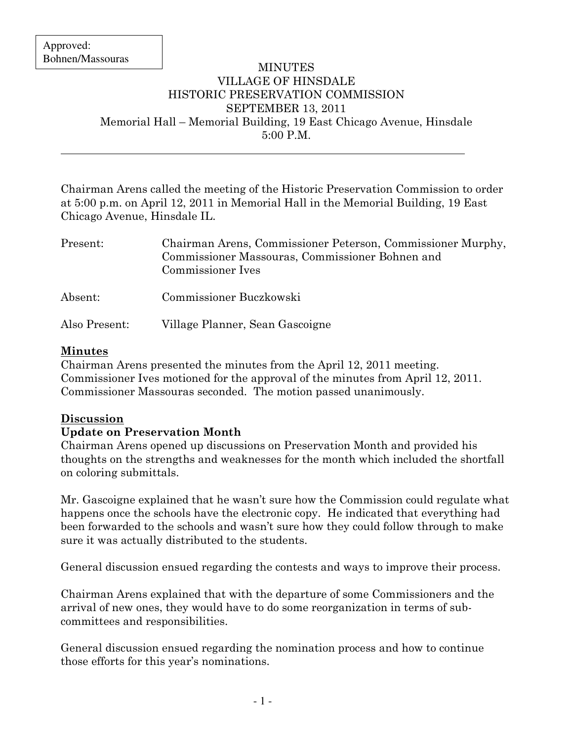Approved:
Bohnen/Massouras

# MINUTES
## VILLAGE OF HINSDALE
## HISTORIC PRESERVATION COMMISSION
## SEPTEMBER 13, 2011
Memorial Hall – Memorial Building, 19 East Chicago Avenue, Hinsdale
5:00 P.M.

---

Chairman Arens called the meeting of the Historic Preservation Commission to order at 5:00 p.m. on April 12, 2011 in Memorial Hall in the Memorial Building, 19 East Chicago Avenue, Hinsdale IL.

Present: Chairman Arens, Commissioner Peterson, Commissioner Murphy, Commissioner Massouras, Commissioner Bohnen and Commissioner Ives

Absent: Commissioner Buczkowski

Also Present: Village Planner, Sean Gascoigne

**Minutes**

Chairman Arens presented the minutes from the April 12, 2011 meeting. Commissioner Ives motioned for the approval of the minutes from April 12, 2011. Commissioner Massouras seconded. The motion passed unanimously.

**Discussion**

**Update on Preservation Month**

Chairman Arens opened up discussions on Preservation Month and provided his thoughts on the strengths and weaknesses for the month which included the shortfall on coloring submittals.

Mr. Gascoigne explained that he wasn't sure how the Commission could regulate what happens once the schools have the electronic copy. He indicated that everything had been forwarded to the schools and wasn't sure how they could follow through to make sure it was actually distributed to the students.

General discussion ensued regarding the contests and ways to improve their process.

Chairman Arens explained that with the departure of some Commissioners and the arrival of new ones, they would have to do some reorganization in terms of sub-committees and responsibilities.

General discussion ensued regarding the nomination process and how to continue those efforts for this year's nominations.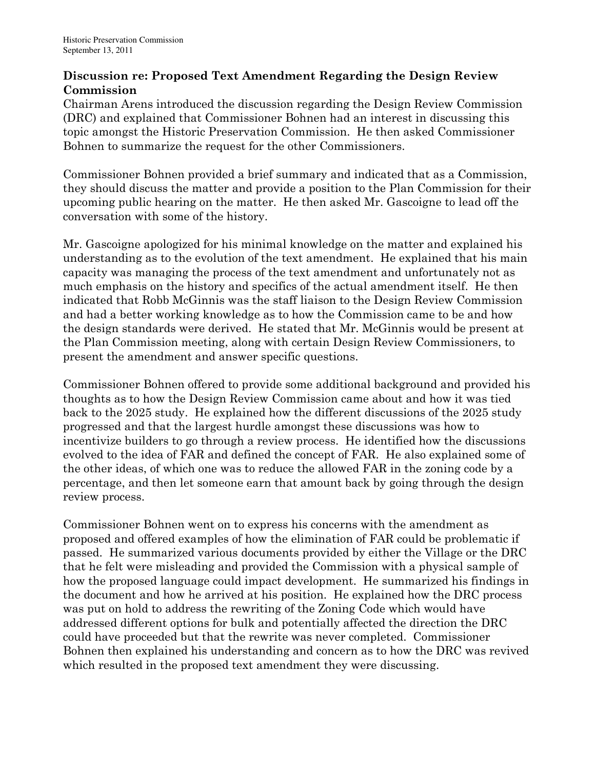### Discussion re: Proposed Text Amendment Regarding the Design Review Commission

Chairman Arens introduced the discussion regarding the Design Review Commission (DRC) and explained that Commissioner Bohnen had an interest in discussing this topic amongst the Historic Preservation Commission. He then asked Commissioner Bohnen to summarize the request for the other Commissioners.

Commissioner Bohnen provided a brief summary and indicated that as a Commission, they should discuss the matter and provide a position to the Plan Commission for their upcoming public hearing on the matter. He then asked Mr. Gascoigne to lead off the conversation with some of the history.

Mr. Gascoigne apologized for his minimal knowledge on the matter and explained his understanding as to the evolution of the text amendment. He explained that his main capacity was managing the process of the text amendment and unfortunately not as much emphasis on the history and specifics of the actual amendment itself. He then indicated that Robb McGinnis was the staff liaison to the Design Review Commission and had a better working knowledge as to how the Commission came to be and how the design standards were derived. He stated that Mr. McGinnis would be present at the Plan Commission meeting, along with certain Design Review Commissioners, to present the amendment and answer specific questions.

Commissioner Bohnen offered to provide some additional background and provided his thoughts as to how the Design Review Commission came about and how it was tied back to the 2025 study. He explained how the different discussions of the 2025 study progressed and that the largest hurdle amongst these discussions was how to incentivize builders to go through a review process. He identified how the discussions evolved to the idea of FAR and defined the concept of FAR. He also explained some of the other ideas, of which one was to reduce the allowed FAR in the zoning code by a percentage, and then let someone earn that amount back by going through the design review process.

Commissioner Bohnen went on to express his concerns with the amendment as proposed and offered examples of how the elimination of FAR could be problematic if passed. He summarized various documents provided by either the Village or the DRC that he felt were misleading and provided the Commission with a physical sample of how the proposed language could impact development. He summarized his findings in the document and how he arrived at his position. He explained how the DRC process was put on hold to address the rewriting of the Zoning Code which would have addressed different options for bulk and potentially affected the direction the DRC could have proceeded but that the rewrite was never completed. Commissioner Bohnen then explained his understanding and concern as to how the DRC was revived which resulted in the proposed text amendment they were discussing.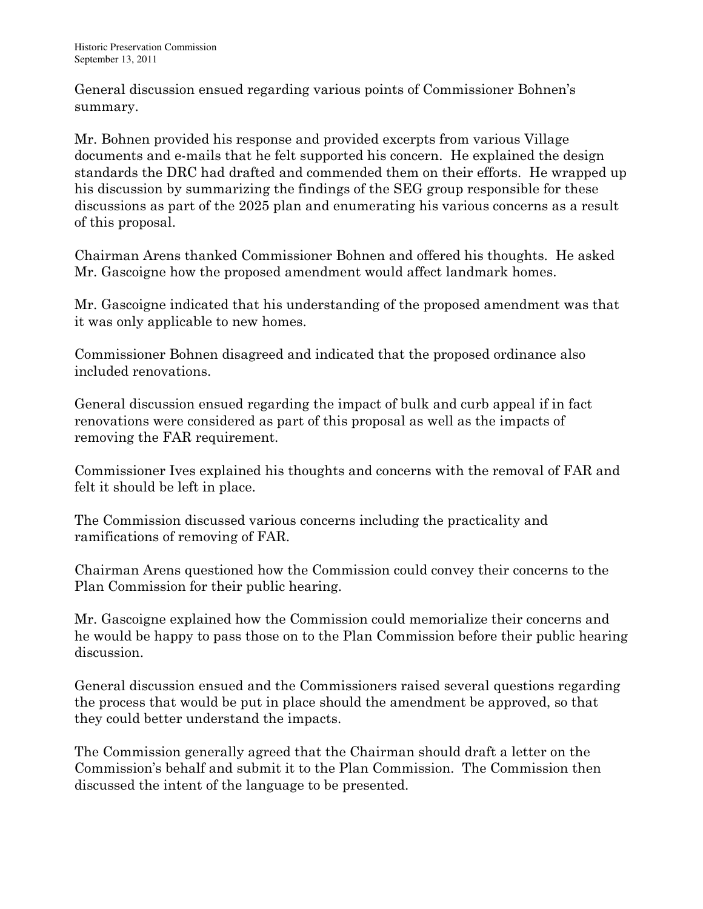General discussion ensued regarding various points of Commissioner Bohnen's summary.

Mr. Bohnen provided his response and provided excerpts from various Village documents and e-mails that he felt supported his concern. He explained the design standards the DRC had drafted and commended them on their efforts. He wrapped up his discussion by summarizing the findings of the SEG group responsible for these discussions as part of the 2025 plan and enumerating his various concerns as a result of this proposal.

Chairman Arens thanked Commissioner Bohnen and offered his thoughts. He asked Mr. Gascoigne how the proposed amendment would affect landmark homes.

Mr. Gascoigne indicated that his understanding of the proposed amendment was that it was only applicable to new homes.

Commissioner Bohnen disagreed and indicated that the proposed ordinance also included renovations.

General discussion ensued regarding the impact of bulk and curb appeal if in fact renovations were considered as part of this proposal as well as the impacts of removing the FAR requirement.

Commissioner Ives explained his thoughts and concerns with the removal of FAR and felt it should be left in place.

The Commission discussed various concerns including the practicality and ramifications of removing of FAR.

Chairman Arens questioned how the Commission could convey their concerns to the Plan Commission for their public hearing.

Mr. Gascoigne explained how the Commission could memorialize their concerns and he would be happy to pass those on to the Plan Commission before their public hearing discussion.

General discussion ensued and the Commissioners raised several questions regarding the process that would be put in place should the amendment be approved, so that they could better understand the impacts.

The Commission generally agreed that the Chairman should draft a letter on the Commission's behalf and submit it to the Plan Commission. The Commission then discussed the intent of the language to be presented.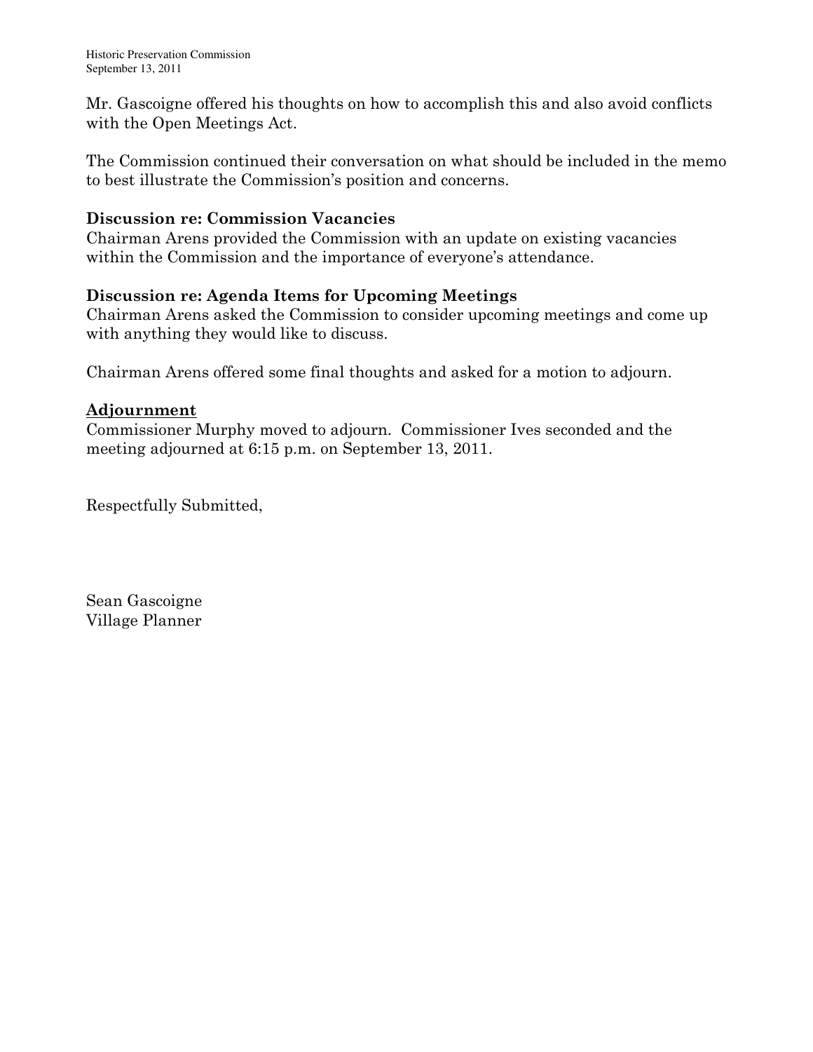Mr. Gascoigne offered his thoughts on how to accomplish this and also avoid conflicts with the Open Meetings Act.

The Commission continued their conversation on what should be included in the memo to best illustrate the Commission's position and concerns.

**Discussion re: Commission Vacancies**
Chairman Arens provided the Commission with an update on existing vacancies within the Commission and the importance of everyone's attendance.

**Discussion re: Agenda Items for Upcoming Meetings**
Chairman Arens asked the Commission to consider upcoming meetings and come up with anything they would like to discuss.

Chairman Arens offered some final thoughts and asked for a motion to adjourn.

**Adjournment**
Commissioner Murphy moved to adjourn. Commissioner Ives seconded and the meeting adjourned at 6:15 p.m. on September 13, 2011.

Respectfully Submitted,

Sean Gascoigne
Village Planner